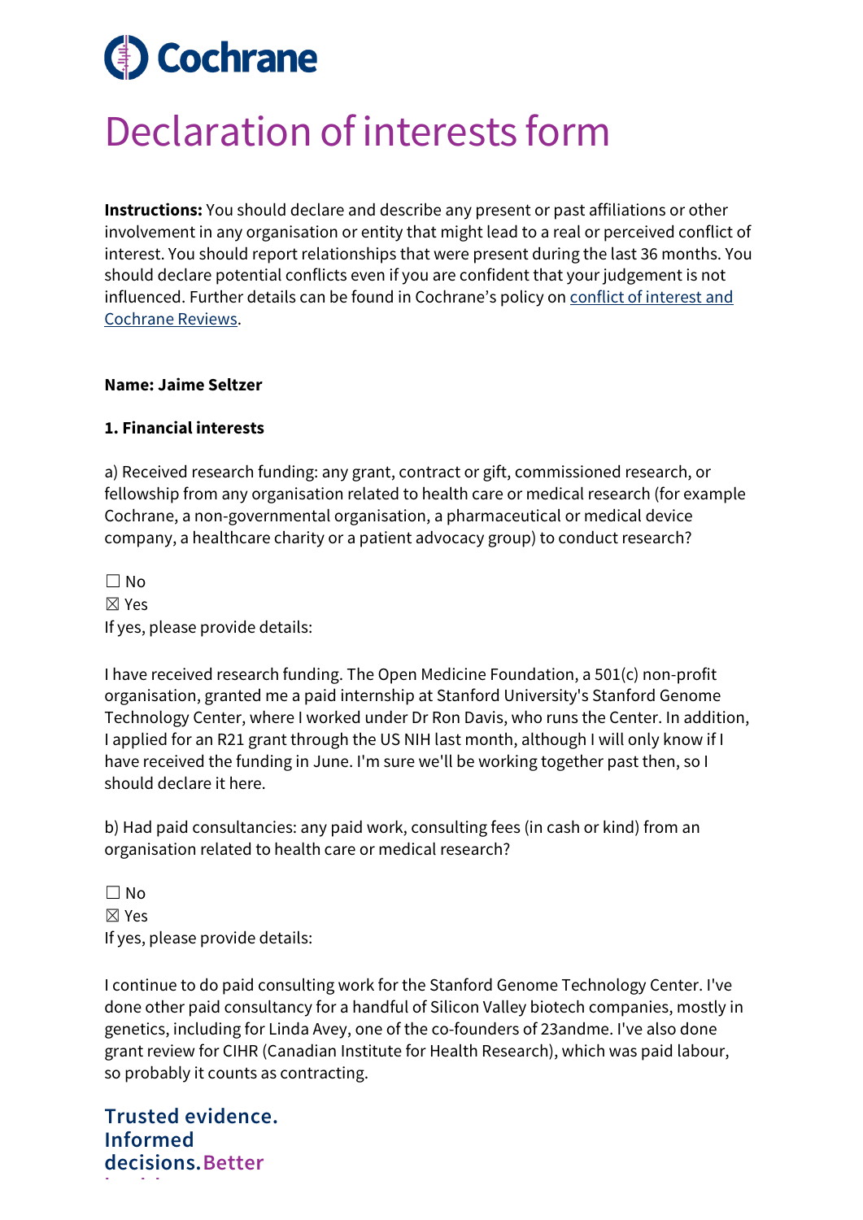Cochrane

# Declaration of interests form

**Instructions:** You should declare and describe any present or past affiliations or other involvement in any organisation or entity that might lead to a real or perceived conflict of interest. You should report relationships that were present during the last 36 months. You should declare potential conflicts even if you are confident that your judgement is not influenced. Further details can be found in Cochrane's policy on [conflict of interest and Cochrane Reviews](conflict of interest and Cochrane Reviews).

**Name: Jaime Seltzer**

**1. Financial interests**

a) Received research funding: any grant, contract or gift, commissioned research, or fellowship from any organisation related to health care or medical research (for example Cochrane, a non-governmental organisation, a pharmaceutical or medical device company, a healthcare charity or a patient advocacy group) to conduct research?

☐ No
☒ Yes
If yes, please provide details:

I have received research funding. The Open Medicine Foundation, a 501(c) non-profit organisation, granted me a paid internship at Stanford University's Stanford Genome Technology Center, where I worked under Dr Ron Davis, who runs the Center. In addition, I applied for an R21 grant through the US NIH last month, although I will only know if I have received the funding in June. I'm sure we'll be working together past then, so I should declare it here.

b) Had paid consultancies: any paid work, consulting fees (in cash or kind) from an organisation related to health care or medical research?

☐ No
☒ Yes
If yes, please provide details:

I continue to do paid consulting work for the Stanford Genome Technology Center. I've done other paid consultancy for a handful of Silicon Valley biotech companies, mostly in genetics, including for Linda Avey, one of the co-founders of 23andme. I've also done grant review for CIHR (Canadian Institute for Health Research), which was paid labour, so probably it counts as contracting.

**Trusted evidence. Informed decisions. Better health.**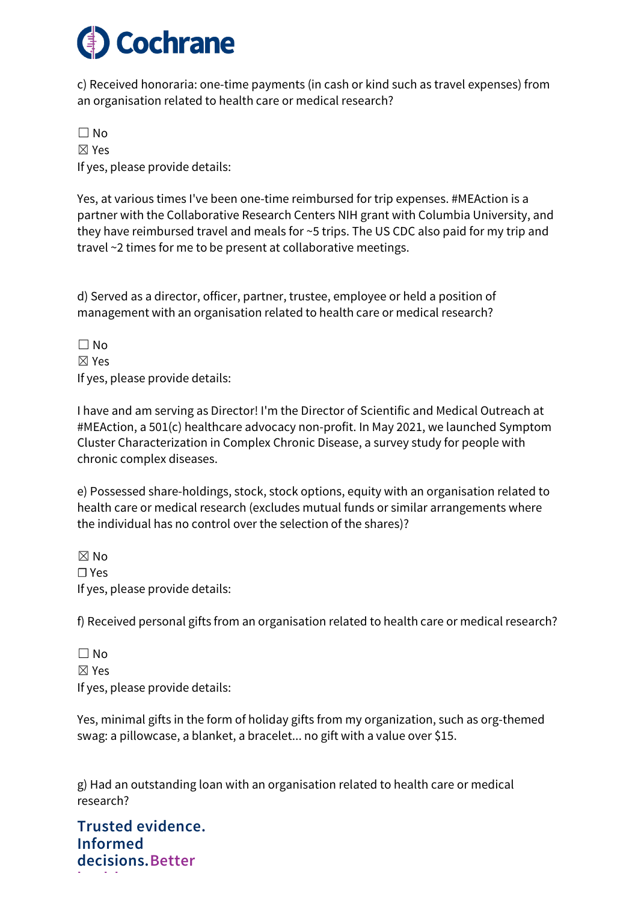c) Received honoraria: one-time payments (in cash or kind such as travel expenses) from an organisation related to health care or medical research?

☐ No
☒ Yes
If yes, please provide details:

Yes, at various times I've been one-time reimbursed for trip expenses. #MEAction is a partner with the Collaborative Research Centers NIH grant with Columbia University, and they have reimbursed travel and meals for ~5 trips. The US CDC also paid for my trip and travel ~2 times for me to be present at collaborative meetings.

d) Served as a director, officer, partner, trustee, employee or held a position of management with an organisation related to health care or medical research?

☐ No
☒ Yes
If yes, please provide details:

I have and am serving as Director! I'm the Director of Scientific and Medical Outreach at #MEAction, a 501(c) healthcare advocacy non-profit. In May 2021, we launched Symptom Cluster Characterization in Complex Chronic Disease, a survey study for people with chronic complex diseases.

e) Possessed share-holdings, stock, stock options, equity with an organisation related to health care or medical research (excludes mutual funds or similar arrangements where the individual has no control over the selection of the shares)?

☒ No
☐ Yes
If yes, please provide details:

f) Received personal gifts from an organisation related to health care or medical research?

☐ No
☒ Yes
If yes, please provide details:

Yes, minimal gifts in the form of holiday gifts from my organization, such as org-themed swag: a pillowcase, a blanket, a bracelet... no gift with a value over $15.

g) Had an outstanding loan with an organisation related to health care or medical research?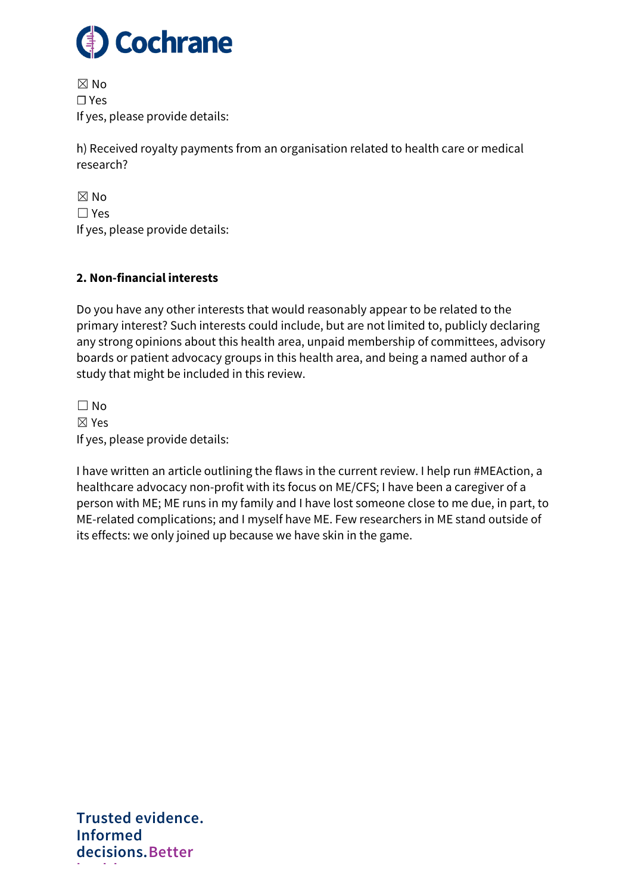☒ No
☐ Yes
If yes, please provide details:

h) Received royalty payments from an organisation related to health care or medical research?

☒ No
☐ Yes
If yes, please provide details:

**2. Non-financial interests**

Do you have any other interests that would reasonably appear to be related to the primary interest? Such interests could include, but are not limited to, publicly declaring any strong opinions about this health area, unpaid membership of committees, advisory boards or patient advocacy groups in this health area, and being a named author of a study that might be included in this review.

☐ No
☒ Yes
If yes, please provide details:

I have written an article outlining the flaws in the current review. I help run #MEAction, a healthcare advocacy non-profit with its focus on ME/CFS; I have been a caregiver of a person with ME; ME runs in my family and I have lost someone close to me due, in part, to ME-related complications; and I myself have ME. Few researchers in ME stand outside of its effects: we only joined up because we have skin in the game.